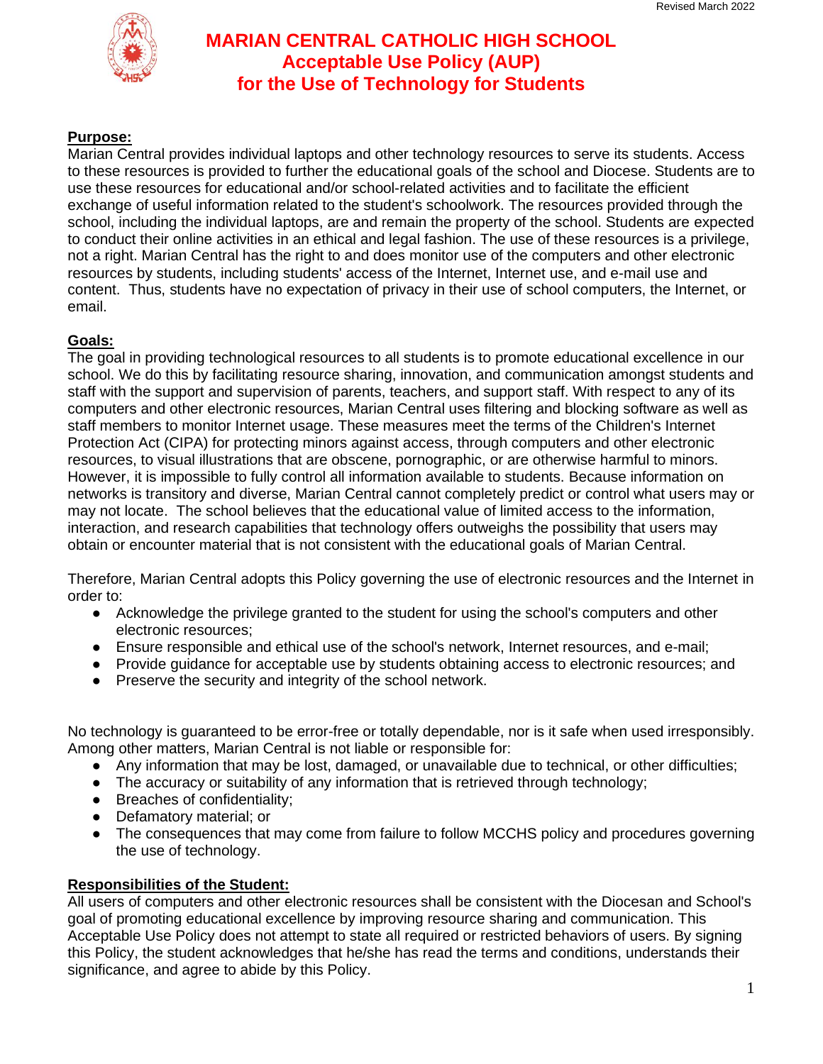# MARIAN CENTRAL CATHOLIC HIGH SCHOOL
## Acceptable Use Policy (AUP)
## for the Use of Technology for Students

**Purpose:**

Marian Central provides individual laptops and other technology resources to serve its students. Access to these resources is provided to further the educational goals of the school and Diocese. Students are to use these resources for educational and/or school-related activities and to facilitate the efficient exchange of useful information related to the student's schoolwork. The resources provided through the school, including the individual laptops, are and remain the property of the school. Students are expected to conduct their online activities in an ethical and legal fashion. The use of these resources is a privilege, not a right. Marian Central has the right to and does monitor use of the computers and other electronic resources by students, including students' access of the Internet, Internet use, and e-mail use and content. Thus, students have no expectation of privacy in their use of school computers, the Internet, or email.

**Goals:**

The goal in providing technological resources to all students is to promote educational excellence in our school. We do this by facilitating resource sharing, innovation, and communication amongst students and staff with the support and supervision of parents, teachers, and support staff. With respect to any of its computers and other electronic resources, Marian Central uses filtering and blocking software as well as staff members to monitor Internet usage. These measures meet the terms of the Children's Internet Protection Act (CIPA) for protecting minors against access, through computers and other electronic resources, to visual illustrations that are obscene, pornographic, or are otherwise harmful to minors. However, it is impossible to fully control all information available to students. Because information on networks is transitory and diverse, Marian Central cannot completely predict or control what users may or may not locate. The school believes that the educational value of limited access to the information, interaction, and research capabilities that technology offers outweighs the possibility that users may obtain or encounter material that is not consistent with the educational goals of Marian Central.

Therefore, Marian Central adopts this Policy governing the use of electronic resources and the Internet in order to:

- Acknowledge the privilege granted to the student for using the school's computers and other electronic resources;
- Ensure responsible and ethical use of the school's network, Internet resources, and e-mail;
- Provide guidance for acceptable use by students obtaining access to electronic resources; and
- Preserve the security and integrity of the school network.

No technology is guaranteed to be error-free or totally dependable, nor is it safe when used irresponsibly. Among other matters, Marian Central is not liable or responsible for:

- Any information that may be lost, damaged, or unavailable due to technical, or other difficulties;
- The accuracy or suitability of any information that is retrieved through technology;
- Breaches of confidentiality;
- Defamatory material; or
- The consequences that may come from failure to follow MCCHS policy and procedures governing the use of technology.

**Responsibilities of the Student:**

All users of computers and other electronic resources shall be consistent with the Diocesan and School's goal of promoting educational excellence by improving resource sharing and communication. This Acceptable Use Policy does not attempt to state all required or restricted behaviors of users. By signing this Policy, the student acknowledges that he/she has read the terms and conditions, understands their significance, and agree to abide by this Policy.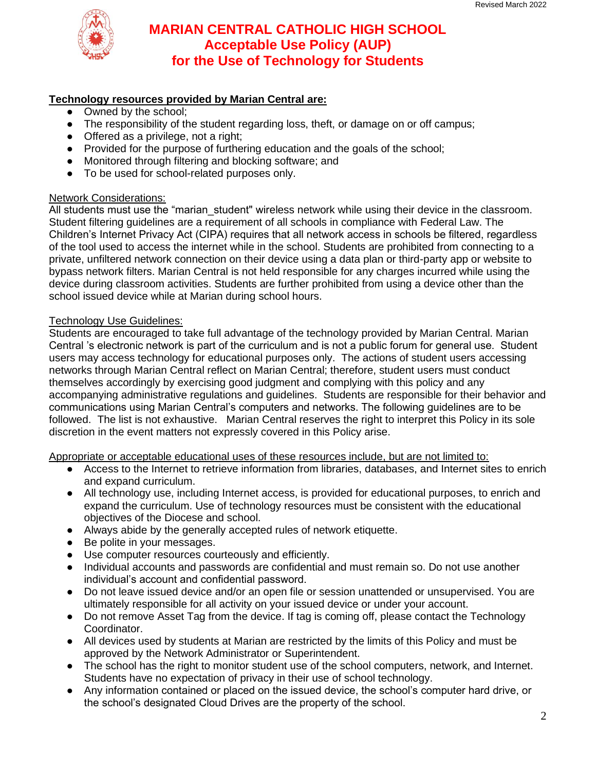# MARIAN CENTRAL CATHOLIC HIGH SCHOOL
## Acceptable Use Policy (AUP)
## for the Use of Technology for Students

**Technology resources provided by Marian Central are:**

- Owned by the school;
- The responsibility of the student regarding loss, theft, or damage on or off campus;
- Offered as a privilege, not a right;
- Provided for the purpose of furthering education and the goals of the school;
- Monitored through filtering and blocking software; and
- To be used for school-related purposes only.

Network Considerations:

All students must use the "marian_student" wireless network while using their device in the classroom. Student filtering guidelines are a requirement of all schools in compliance with Federal Law. The Children's Internet Privacy Act (CIPA) requires that all network access in schools be filtered, regardless of the tool used to access the internet while in the school. Students are prohibited from connecting to a private, unfiltered network connection on their device using a data plan or third-party app or website to bypass network filters. Marian Central is not held responsible for any charges incurred while using the device during classroom activities. Students are further prohibited from using a device other than the school issued device while at Marian during school hours.

Technology Use Guidelines:

Students are encouraged to take full advantage of the technology provided by Marian Central. Marian Central 's electronic network is part of the curriculum and is not a public forum for general use. Student users may access technology for educational purposes only. The actions of student users accessing networks through Marian Central reflect on Marian Central; therefore, student users must conduct themselves accordingly by exercising good judgment and complying with this policy and any accompanying administrative regulations and guidelines. Students are responsible for their behavior and communications using Marian Central's computers and networks. The following guidelines are to be followed. The list is not exhaustive. Marian Central reserves the right to interpret this Policy in its sole discretion in the event matters not expressly covered in this Policy arise.

Appropriate or acceptable educational uses of these resources include, but are not limited to:

- Access to the Internet to retrieve information from libraries, databases, and Internet sites to enrich and expand curriculum.
- All technology use, including Internet access, is provided for educational purposes, to enrich and expand the curriculum. Use of technology resources must be consistent with the educational objectives of the Diocese and school.
- Always abide by the generally accepted rules of network etiquette.
- Be polite in your messages.
- Use computer resources courteously and efficiently.
- Individual accounts and passwords are confidential and must remain so. Do not use another individual's account and confidential password.
- Do not leave issued device and/or an open file or session unattended or unsupervised. You are ultimately responsible for all activity on your issued device or under your account.
- Do not remove Asset Tag from the device. If tag is coming off, please contact the Technology Coordinator.
- All devices used by students at Marian are restricted by the limits of this Policy and must be approved by the Network Administrator or Superintendent.
- The school has the right to monitor student use of the school computers, network, and Internet. Students have no expectation of privacy in their use of school technology.
- Any information contained or placed on the issued device, the school's computer hard drive, or the school's designated Cloud Drives are the property of the school.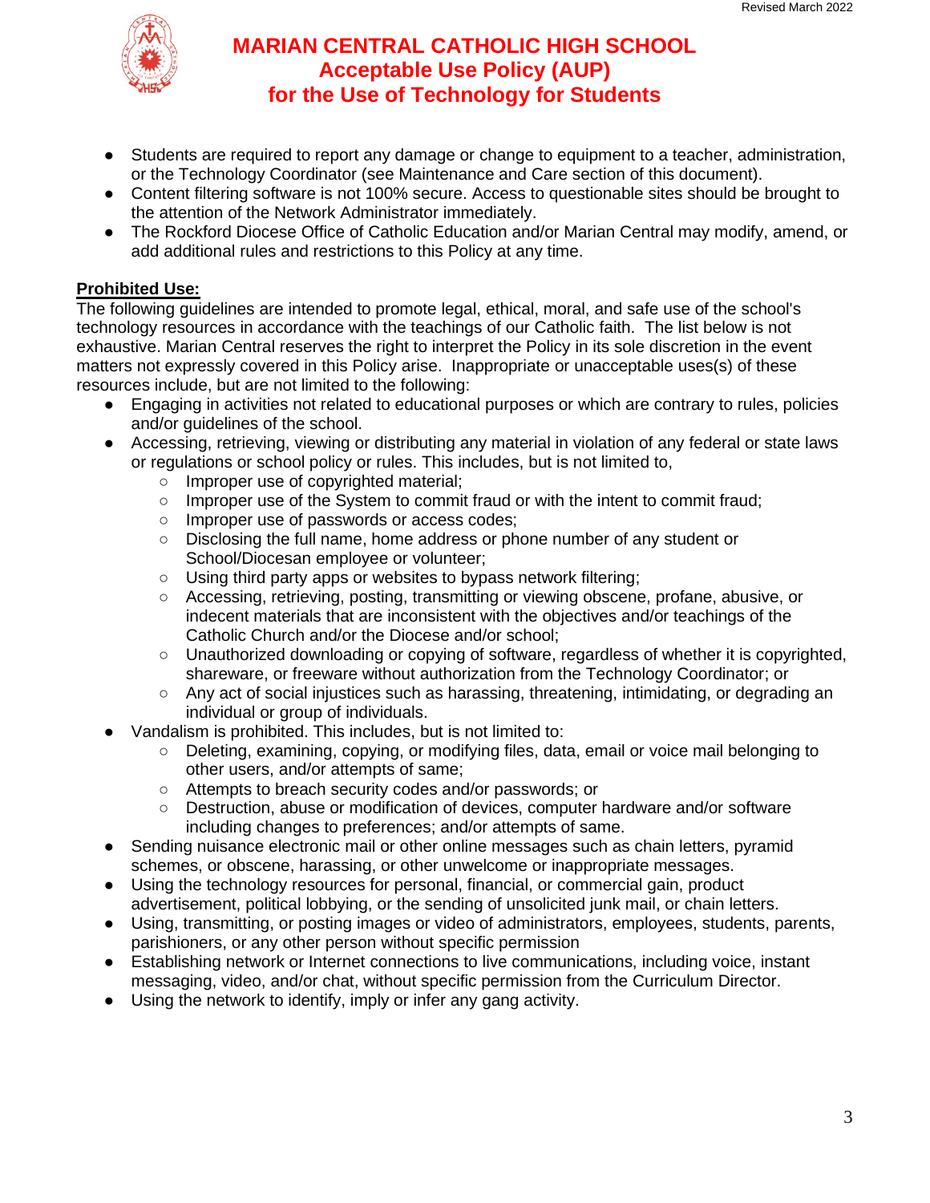# MARIAN CENTRAL CATHOLIC HIGH SCHOOL
## Acceptable Use Policy (AUP)
## for the Use of Technology for Students

- Students are required to report any damage or change to equipment to a teacher, administration, or the Technology Coordinator (see Maintenance and Care section of this document).
- Content filtering software is not 100% secure. Access to questionable sites should be brought to the attention of the Network Administrator immediately.
- The Rockford Diocese Office of Catholic Education and/or Marian Central may modify, amend, or add additional rules and restrictions to this Policy at any time.

**Prohibited Use:**

The following guidelines are intended to promote legal, ethical, moral, and safe use of the school's technology resources in accordance with the teachings of our Catholic faith. The list below is not exhaustive. Marian Central reserves the right to interpret the Policy in its sole discretion in the event matters not expressly covered in this Policy arise. Inappropriate or unacceptable uses(s) of these resources include, but are not limited to the following:

- Engaging in activities not related to educational purposes or which are contrary to rules, policies and/or guidelines of the school.
- Accessing, retrieving, viewing or distributing any material in violation of any federal or state laws or regulations or school policy or rules. This includes, but is not limited to,
  - Improper use of copyrighted material;
  - Improper use of the System to commit fraud or with the intent to commit fraud;
  - Improper use of passwords or access codes;
  - Disclosing the full name, home address or phone number of any student or School/Diocesan employee or volunteer;
  - Using third party apps or websites to bypass network filtering;
  - Accessing, retrieving, posting, transmitting or viewing obscene, profane, abusive, or indecent materials that are inconsistent with the objectives and/or teachings of the Catholic Church and/or the Diocese and/or school;
  - Unauthorized downloading or copying of software, regardless of whether it is copyrighted, shareware, or freeware without authorization from the Technology Coordinator; or
  - Any act of social injustices such as harassing, threatening, intimidating, or degrading an individual or group of individuals.
- Vandalism is prohibited. This includes, but is not limited to:
  - Deleting, examining, copying, or modifying files, data, email or voice mail belonging to other users, and/or attempts of same;
  - Attempts to breach security codes and/or passwords; or
  - Destruction, abuse or modification of devices, computer hardware and/or software including changes to preferences; and/or attempts of same.
- Sending nuisance electronic mail or other online messages such as chain letters, pyramid schemes, or obscene, harassing, or other unwelcome or inappropriate messages.
- Using the technology resources for personal, financial, or commercial gain, product advertisement, political lobbying, or the sending of unsolicited junk mail, or chain letters.
- Using, transmitting, or posting images or video of administrators, employees, students, parents, parishioners, or any other person without specific permission
- Establishing network or Internet connections to live communications, including voice, instant messaging, video, and/or chat, without specific permission from the Curriculum Director.
- Using the network to identify, imply or infer any gang activity.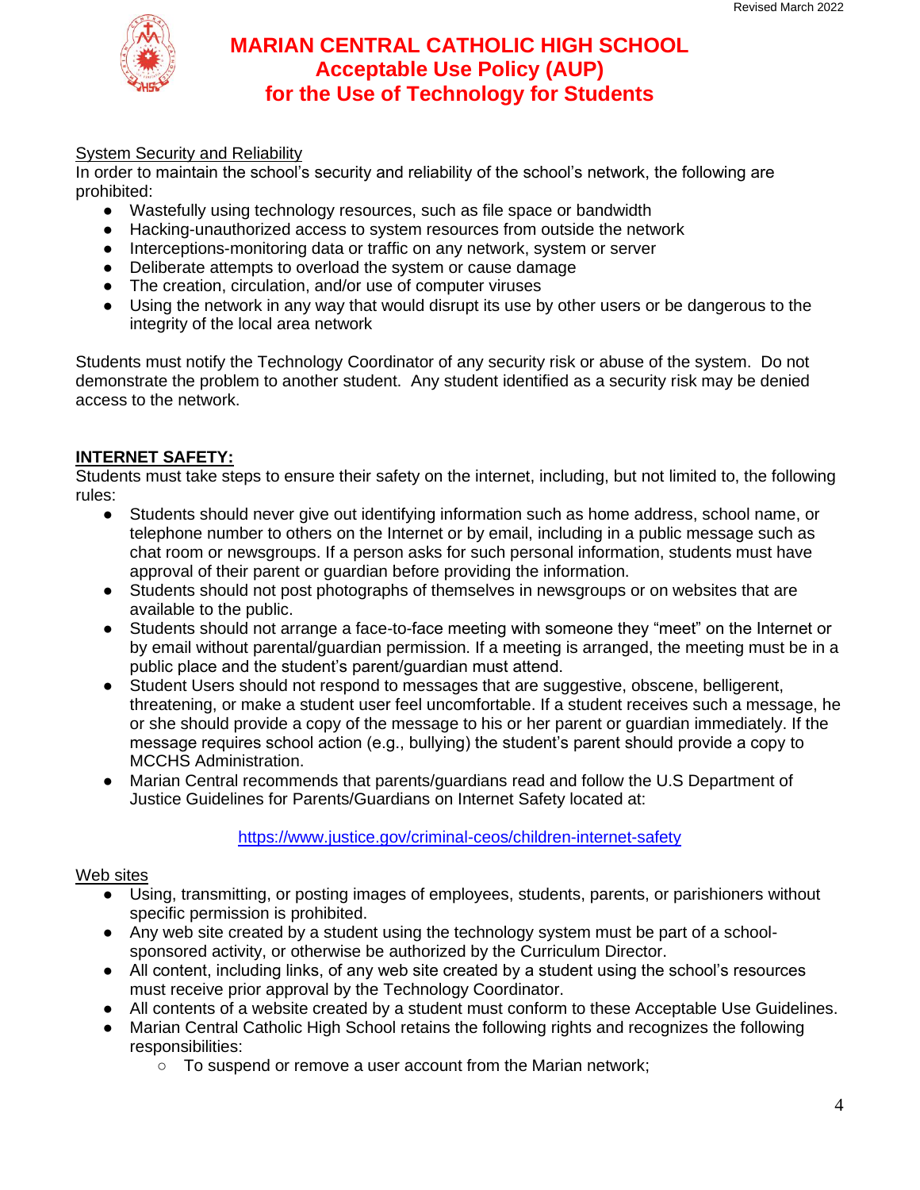# MARIAN CENTRAL CATHOLIC HIGH SCHOOL
## Acceptable Use Policy (AUP)
## for the Use of Technology for Students

System Security and Reliability

In order to maintain the school's security and reliability of the school's network, the following are prohibited:

- Wastefully using technology resources, such as file space or bandwidth
- Hacking-unauthorized access to system resources from outside the network
- Interceptions-monitoring data or traffic on any network, system or server
- Deliberate attempts to overload the system or cause damage
- The creation, circulation, and/or use of computer viruses
- Using the network in any way that would disrupt its use by other users or be dangerous to the integrity of the local area network

Students must notify the Technology Coordinator of any security risk or abuse of the system. Do not demonstrate the problem to another student. Any student identified as a security risk may be denied access to the network.

**INTERNET SAFETY:**

Students must take steps to ensure their safety on the internet, including, but not limited to, the following rules:

- Students should never give out identifying information such as home address, school name, or telephone number to others on the Internet or by email, including in a public message such as chat room or newsgroups. If a person asks for such personal information, students must have approval of their parent or guardian before providing the information.
- Students should not post photographs of themselves in newsgroups or on websites that are available to the public.
- Students should not arrange a face-to-face meeting with someone they "meet" on the Internet or by email without parental/guardian permission. If a meeting is arranged, the meeting must be in a public place and the student's parent/guardian must attend.
- Student Users should not respond to messages that are suggestive, obscene, belligerent, threatening, or make a student user feel uncomfortable. If a student receives such a message, he or she should provide a copy of the message to his or her parent or guardian immediately. If the message requires school action (e.g., bullying) the student's parent should provide a copy to MCCHS Administration.
- Marian Central recommends that parents/guardians read and follow the U.S Department of Justice Guidelines for Parents/Guardians on Internet Safety located at:

https://www.justice.gov/criminal-ceos/children-internet-safety

Web sites

- Using, transmitting, or posting images of employees, students, parents, or parishioners without specific permission is prohibited.
- Any web site created by a student using the technology system must be part of a school-sponsored activity, or otherwise be authorized by the Curriculum Director.
- All content, including links, of any web site created by a student using the school's resources must receive prior approval by the Technology Coordinator.
- All contents of a website created by a student must conform to these Acceptable Use Guidelines.
- Marian Central Catholic High School retains the following rights and recognizes the following responsibilities:
  - To suspend or remove a user account from the Marian network;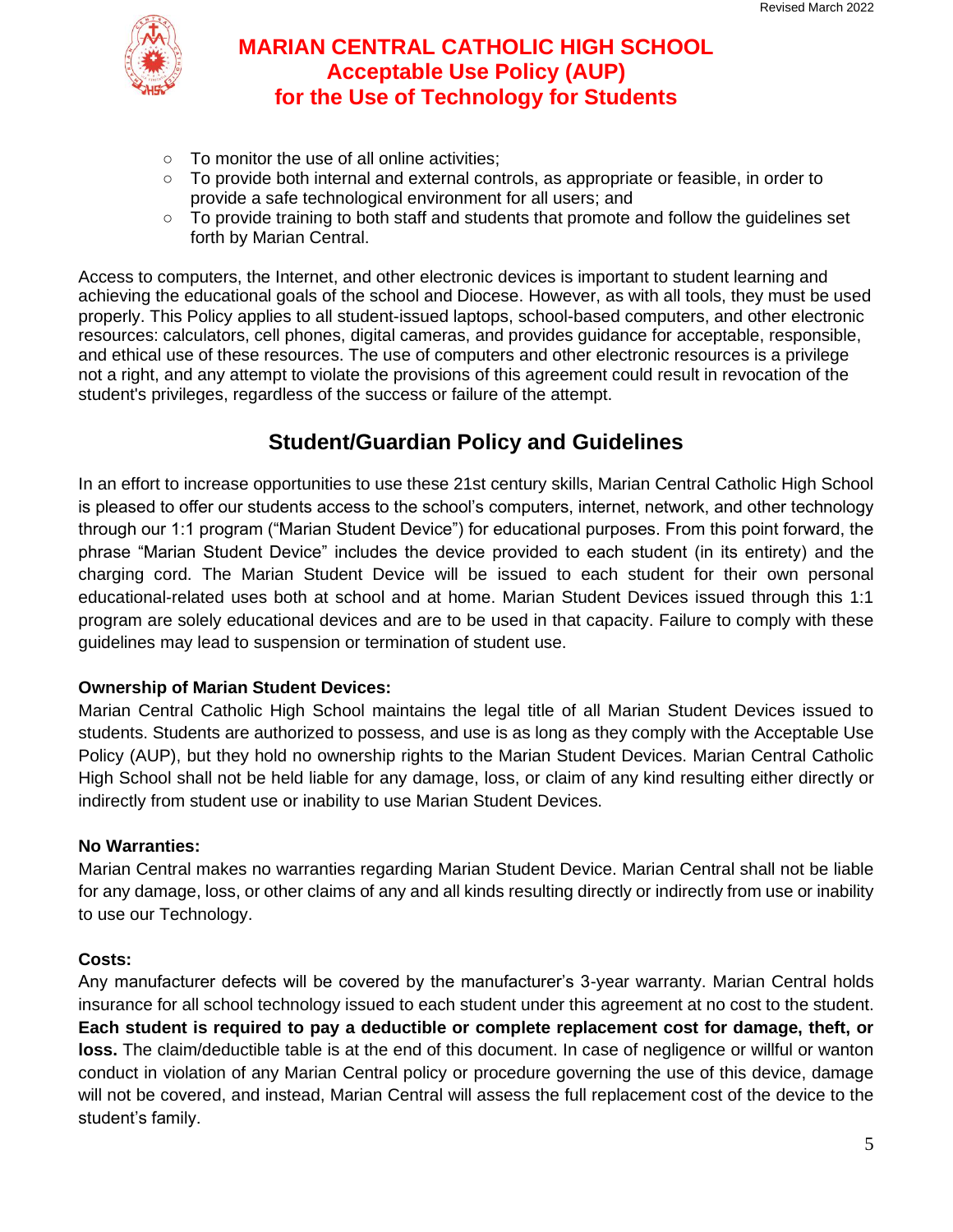# MARIAN CENTRAL CATHOLIC HIGH SCHOOL
## Acceptable Use Policy (AUP) for the Use of Technology for Students

- To monitor the use of all online activities;
- To provide both internal and external controls, as appropriate or feasible, in order to provide a safe technological environment for all users; and
- To provide training to both staff and students that promote and follow the guidelines set forth by Marian Central.

Access to computers, the Internet, and other electronic devices is important to student learning and achieving the educational goals of the school and Diocese. However, as with all tools, they must be used properly. This Policy applies to all student-issued laptops, school-based computers, and other electronic resources: calculators, cell phones, digital cameras, and provides guidance for acceptable, responsible, and ethical use of these resources. The use of computers and other electronic resources is a privilege not a right, and any attempt to violate the provisions of this agreement could result in revocation of the student's privileges, regardless of the success or failure of the attempt.

## Student/Guardian Policy and Guidelines

In an effort to increase opportunities to use these 21st century skills, Marian Central Catholic High School is pleased to offer our students access to the school's computers, internet, network, and other technology through our 1:1 program ("Marian Student Device") for educational purposes. From this point forward, the phrase "Marian Student Device" includes the device provided to each student (in its entirety) and the charging cord. The Marian Student Device will be issued to each student for their own personal educational-related uses both at school and at home. Marian Student Devices issued through this 1:1 program are solely educational devices and are to be used in that capacity. Failure to comply with these guidelines may lead to suspension or termination of student use.

**Ownership of Marian Student Devices:**
Marian Central Catholic High School maintains the legal title of all Marian Student Devices issued to students. Students are authorized to possess, and use is as long as they comply with the Acceptable Use Policy (AUP), but they hold no ownership rights to the Marian Student Devices. Marian Central Catholic High School shall not be held liable for any damage, loss, or claim of any kind resulting either directly or indirectly from student use or inability to use Marian Student Devices.

**No Warranties:**
Marian Central makes no warranties regarding Marian Student Device. Marian Central shall not be liable for any damage, loss, or other claims of any and all kinds resulting directly or indirectly from use or inability to use our Technology.

**Costs:**
Any manufacturer defects will be covered by the manufacturer's 3-year warranty. Marian Central holds insurance for all school technology issued to each student under this agreement at no cost to the student. **Each student is required to pay a deductible or complete replacement cost for damage, theft, or loss.** The claim/deductible table is at the end of this document. In case of negligence or willful or wanton conduct in violation of any Marian Central policy or procedure governing the use of this device, damage will not be covered, and instead, Marian Central will assess the full replacement cost of the device to the student's family.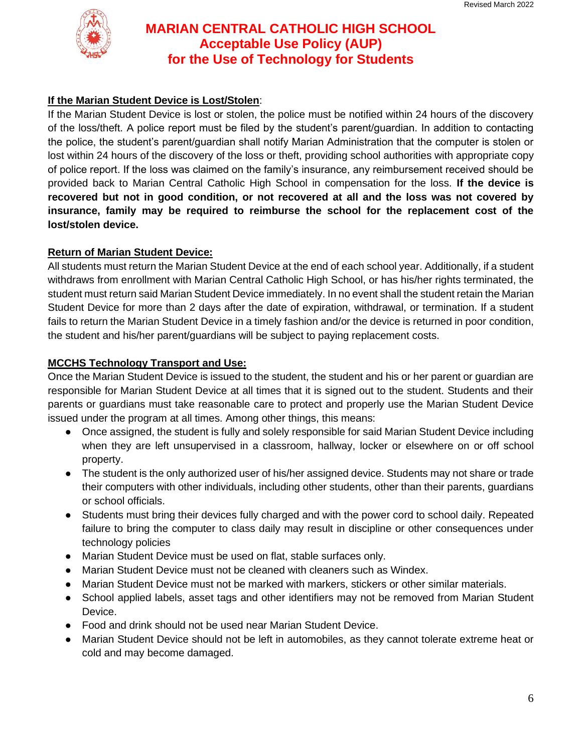# MARIAN CENTRAL CATHOLIC HIGH SCHOOL
## Acceptable Use Policy (AUP)
## for the Use of Technology for Students

**If the Marian Student Device is Lost/Stolen**:

If the Marian Student Device is lost or stolen, the police must be notified within 24 hours of the discovery of the loss/theft. A police report must be filed by the student's parent/guardian. In addition to contacting the police, the student's parent/guardian shall notify Marian Administration that the computer is stolen or lost within 24 hours of the discovery of the loss or theft, providing school authorities with appropriate copy of police report. If the loss was claimed on the family's insurance, any reimbursement received should be provided back to Marian Central Catholic High School in compensation for the loss. **If the device is recovered but not in good condition, or not recovered at all and the loss was not covered by insurance, family may be required to reimburse the school for the replacement cost of the lost/stolen device.**

**Return of Marian Student Device:**

All students must return the Marian Student Device at the end of each school year. Additionally, if a student withdraws from enrollment with Marian Central Catholic High School, or has his/her rights terminated, the student must return said Marian Student Device immediately. In no event shall the student retain the Marian Student Device for more than 2 days after the date of expiration, withdrawal, or termination. If a student fails to return the Marian Student Device in a timely fashion and/or the device is returned in poor condition, the student and his/her parent/guardians will be subject to paying replacement costs.

**MCCHS Technology Transport and Use:**

Once the Marian Student Device is issued to the student, the student and his or her parent or guardian are responsible for Marian Student Device at all times that it is signed out to the student. Students and their parents or guardians must take reasonable care to protect and properly use the Marian Student Device issued under the program at all times. Among other things, this means:

- Once assigned, the student is fully and solely responsible for said Marian Student Device including when they are left unsupervised in a classroom, hallway, locker or elsewhere on or off school property.
- The student is the only authorized user of his/her assigned device. Students may not share or trade their computers with other individuals, including other students, other than their parents, guardians or school officials.
- Students must bring their devices fully charged and with the power cord to school daily. Repeated failure to bring the computer to class daily may result in discipline or other consequences under technology policies
- Marian Student Device must be used on flat, stable surfaces only.
- Marian Student Device must not be cleaned with cleaners such as Windex.
- Marian Student Device must not be marked with markers, stickers or other similar materials.
- School applied labels, asset tags and other identifiers may not be removed from Marian Student Device.
- Food and drink should not be used near Marian Student Device.
- Marian Student Device should not be left in automobiles, as they cannot tolerate extreme heat or cold and may become damaged.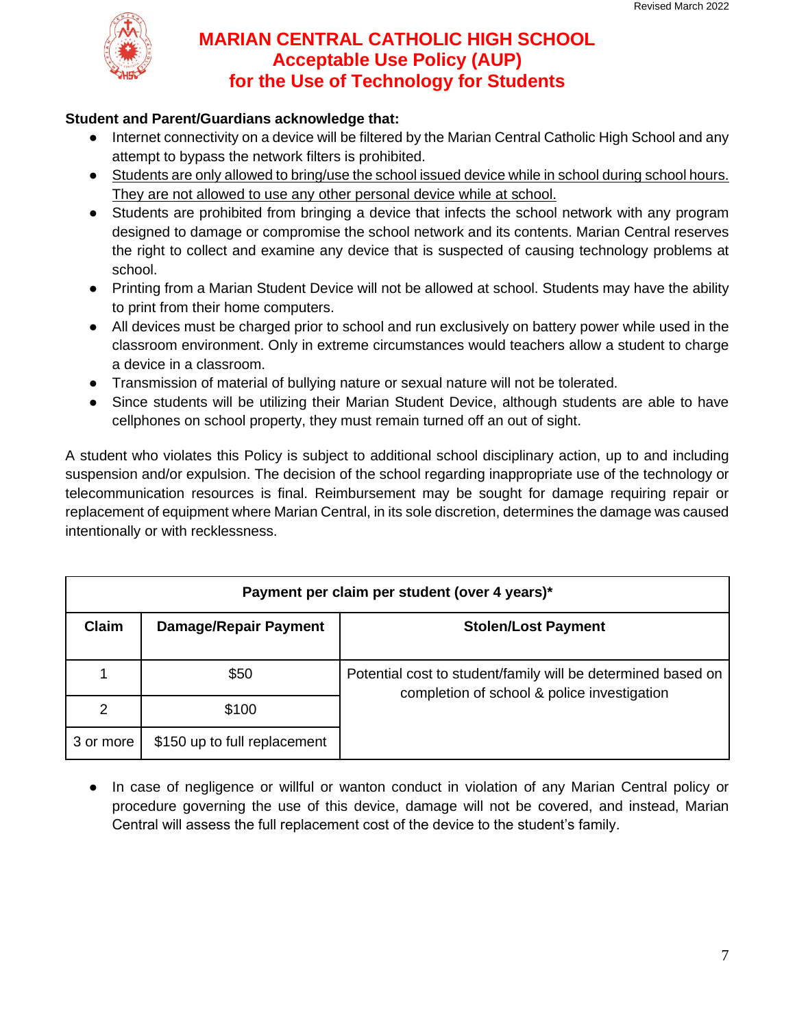# MARIAN CENTRAL CATHOLIC HIGH SCHOOL
## Acceptable Use Policy (AUP)
## for the Use of Technology for Students

**Student and Parent/Guardians acknowledge that:**

- Internet connectivity on a device will be filtered by the Marian Central Catholic High School and any attempt to bypass the network filters is prohibited.
- <u>Students are only allowed to bring/use the school issued device while in school during school hours. They are not allowed to use any other personal device while at school.</u>
- Students are prohibited from bringing a device that infects the school network with any program designed to damage or compromise the school network and its contents. Marian Central reserves the right to collect and examine any device that is suspected of causing technology problems at school.
- Printing from a Marian Student Device will not be allowed at school. Students may have the ability to print from their home computers.
- All devices must be charged prior to school and run exclusively on battery power while used in the classroom environment. Only in extreme circumstances would teachers allow a student to charge a device in a classroom.
- Transmission of material of bullying nature or sexual nature will not be tolerated.
- Since students will be utilizing their Marian Student Device, although students are able to have cellphones on school property, they must remain turned off an out of sight.

A student who violates this Policy is subject to additional school disciplinary action, up to and including suspension and/or expulsion. The decision of the school regarding inappropriate use of the technology or telecommunication resources is final. Reimbursement may be sought for damage requiring repair or replacement of equipment where Marian Central, in its sole discretion, determines the damage was caused intentionally or with recklessness.

| Payment per claim per student (over 4 years)* | | |
|---|---|---|
| **Claim** | **Damage/Repair Payment** | **Stolen/Lost Payment** |
| 1 | $50 | Potential cost to student/family will be determined based on completion of school & police investigation |
| 2 | $100 | |
| 3 or more | $150 up to full replacement | |

- In case of negligence or willful or wanton conduct in violation of any Marian Central policy or procedure governing the use of this device, damage will not be covered, and instead, Marian Central will assess the full replacement cost of the device to the student's family.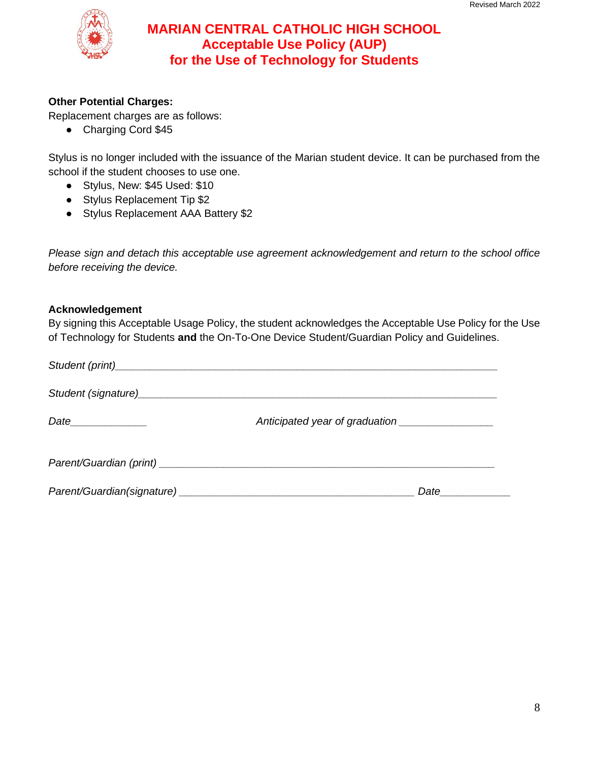# MARIAN CENTRAL CATHOLIC HIGH SCHOOL
## Acceptable Use Policy (AUP)
## for the Use of Technology for Students

**Other Potential Charges:**

Replacement charges are as follows:

- Charging Cord $45

Stylus is no longer included with the issuance of the Marian student device. It can be purchased from the school if the student chooses to use one.

- Stylus, New: $45 Used: $10
- Stylus Replacement Tip $2
- Stylus Replacement AAA Battery $2

*Please sign and detach this acceptable use agreement acknowledgement and return to the school office before receiving the device.*

**Acknowledgement**

By signing this Acceptable Usage Policy, the student acknowledges the Acceptable Use Policy for the Use of Technology for Students **and** the On-To-One Device Student/Guardian Policy and Guidelines.

*Student (print)*___________________________________________________________

*Student (signature)*________________________________________________________

*Date*_____________ *Anticipated year of graduation* ________________

*Parent/Guardian (print)* _______________________________________________________

*Parent/Guardian(signature)* ________________________________________ *Date*____________